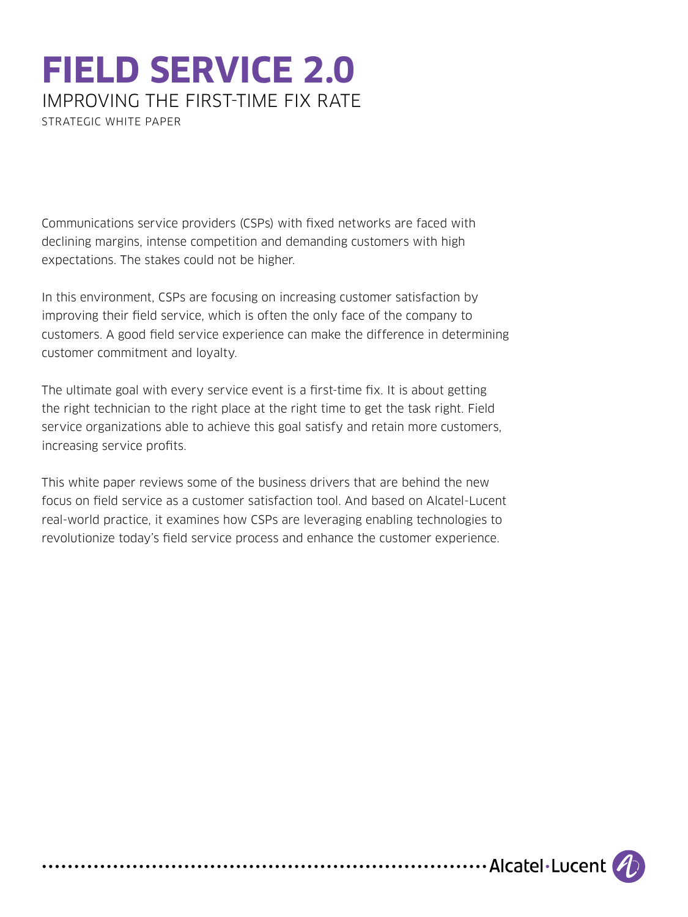# FIELD SERVICE 2.0

## IMPROVING THE FIRST-TIME FIX RATE

STRATEGIC WHITE PAPER

Communications service providers (CSPs) with fixed networks are faced with declining margins, intense competition and demanding customers with high expectations. The stakes could not be higher.

In this environment, CSPs are focusing on increasing customer satisfaction by improving their field service, which is often the only face of the company to customers. A good field service experience can make the difference in determining customer commitment and loyalty.

The ultimate goal with every service event is a first-time fix. It is about getting the right technician to the right place at the right time to get the task right. Field service organizations able to achieve this goal satisfy and retain more customers, increasing service profits.

This white paper reviews some of the business drivers that are behind the new focus on field service as a customer satisfaction tool. And based on Alcatel-Lucent real-world practice, it examines how CSPs are leveraging enabling technologies to revolutionize today's field service process and enhance the customer experience.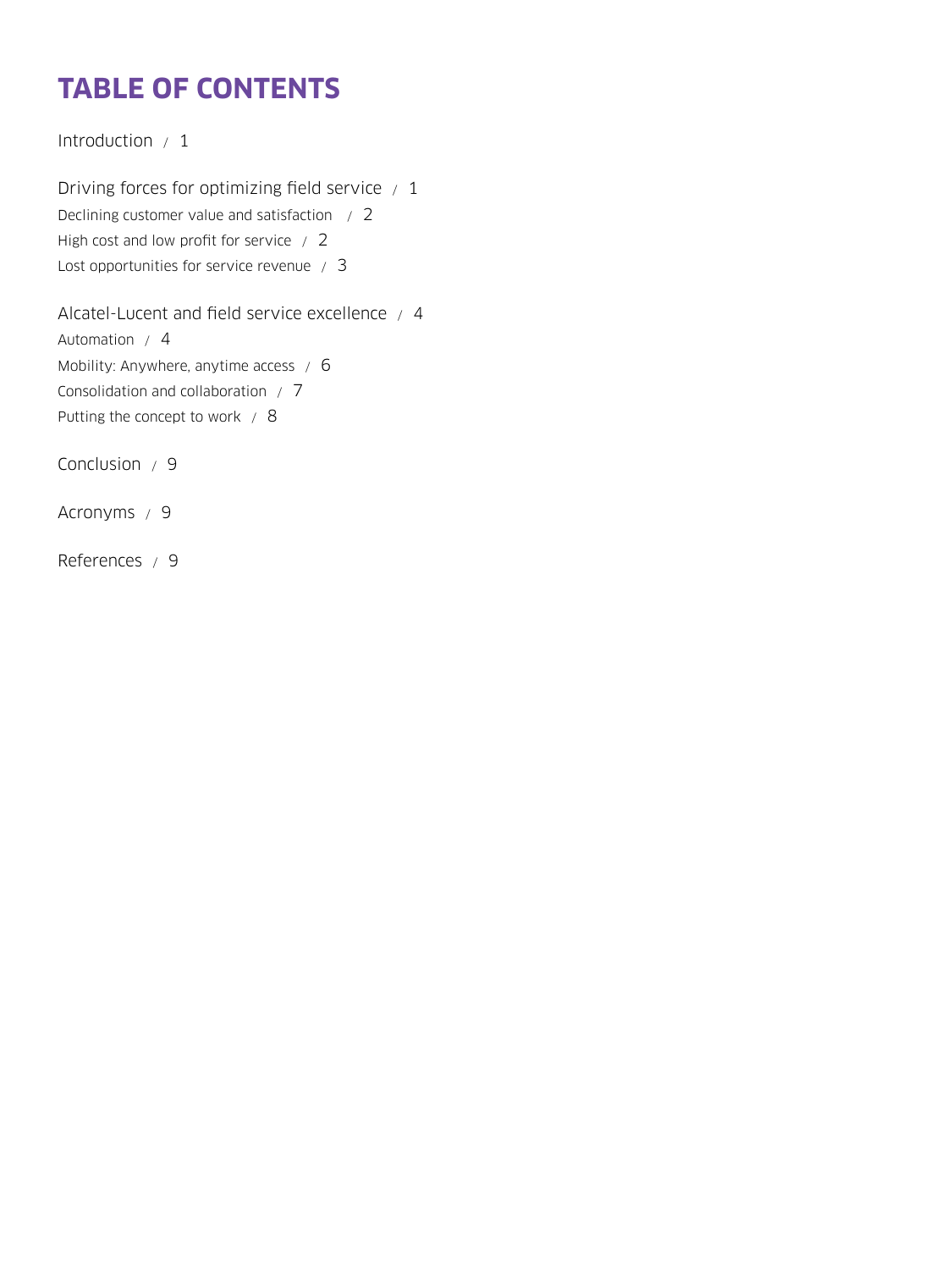# TABLE OF CONTENTS

Introduction / 1

Driving forces for optimizing field service / 1

Declining customer value and satisfaction / 2

High cost and low profit for service / 2

Lost opportunities for service revenue / 3

Alcatel-Lucent and field service excellence / 4

Automation / 4

Mobility: Anywhere, anytime access / 6

Consolidation and collaboration / 7

Putting the concept to work / 8

Conclusion / 9

Acronyms / 9

References / 9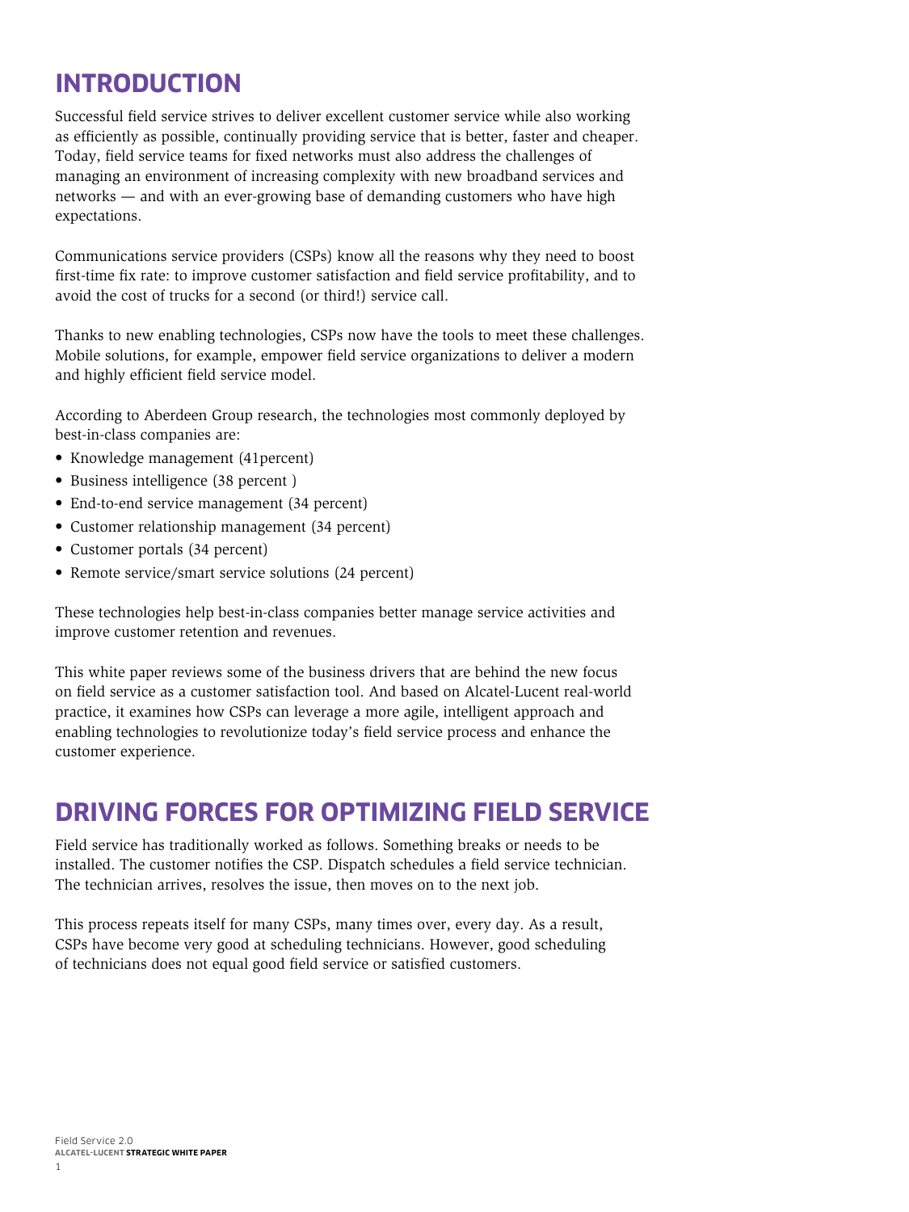## INTRODUCTION

Successful field service strives to deliver excellent customer service while also working as efficiently as possible, continually providing service that is better, faster and cheaper. Today, field service teams for fixed networks must also address the challenges of managing an environment of increasing complexity with new broadband services and networks — and with an ever-growing base of demanding customers who have high expectations.

Communications service providers (CSPs) know all the reasons why they need to boost first-time fix rate: to improve customer satisfaction and field service profitability, and to avoid the cost of trucks for a second (or third!) service call.

Thanks to new enabling technologies, CSPs now have the tools to meet these challenges. Mobile solutions, for example, empower field service organizations to deliver a modern and highly efficient field service model.

According to Aberdeen Group research, the technologies most commonly deployed by best-in-class companies are:

- Knowledge management (41percent)
- Business intelligence (38 percent )
- End-to-end service management (34 percent)
- Customer relationship management (34 percent)
- Customer portals (34 percent)
- Remote service/smart service solutions (24 percent)

These technologies help best-in-class companies better manage service activities and improve customer retention and revenues.

This white paper reviews some of the business drivers that are behind the new focus on field service as a customer satisfaction tool. And based on Alcatel-Lucent real-world practice, it examines how CSPs can leverage a more agile, intelligent approach and enabling technologies to revolutionize today's field service process and enhance the customer experience.

## DRIVING FORCES FOR OPTIMIZING FIELD SERVICE

Field service has traditionally worked as follows. Something breaks or needs to be installed. The customer notifies the CSP. Dispatch schedules a field service technician. The technician arrives, resolves the issue, then moves on to the next job.

This process repeats itself for many CSPs, many times over, every day. As a result, CSPs have become very good at scheduling technicians. However, good scheduling of technicians does not equal good field service or satisfied customers.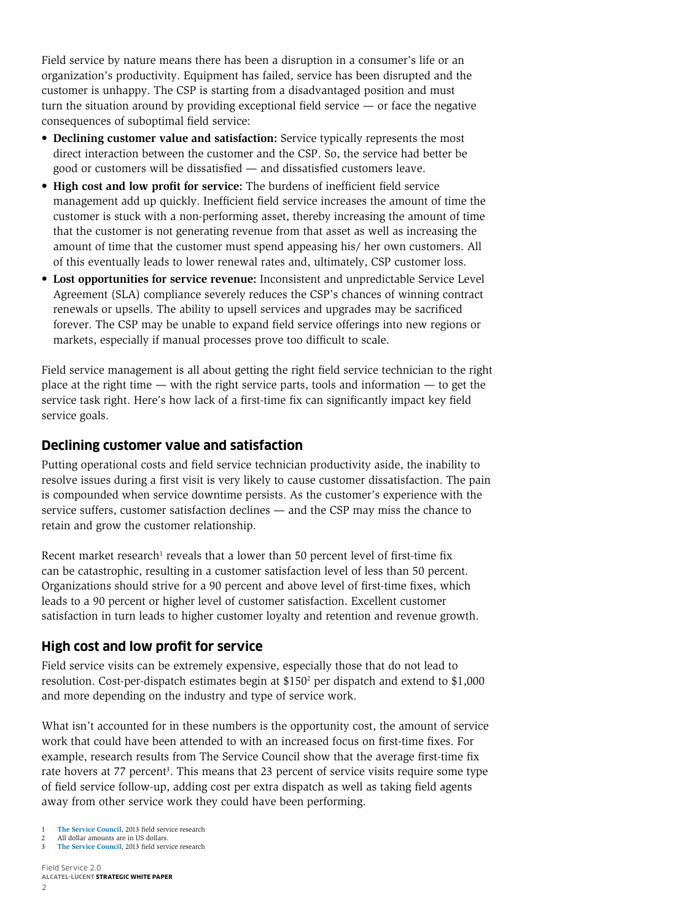Field service by nature means there has been a disruption in a consumer's life or an organization's productivity. Equipment has failed, service has been disrupted and the customer is unhappy. The CSP is starting from a disadvantaged position and must turn the situation around by providing exceptional field service — or face the negative consequences of suboptimal field service:

- **Declining customer value and satisfaction:** Service typically represents the most direct interaction between the customer and the CSP. So, the service had better be good or customers will be dissatisfied — and dissatisfied customers leave.
- **High cost and low profit for service:** The burdens of inefficient field service management add up quickly. Inefficient field service increases the amount of time the customer is stuck with a non-performing asset, thereby increasing the amount of time that the customer is not generating revenue from that asset as well as increasing the amount of time that the customer must spend appeasing his/ her own customers. All of this eventually leads to lower renewal rates and, ultimately, CSP customer loss.
- **Lost opportunities for service revenue:** Inconsistent and unpredictable Service Level Agreement (SLA) compliance severely reduces the CSP's chances of winning contract renewals or upsells. The ability to upsell services and upgrades may be sacrificed forever. The CSP may be unable to expand field service offerings into new regions or markets, especially if manual processes prove too difficult to scale.

Field service management is all about getting the right field service technician to the right place at the right time — with the right service parts, tools and information — to get the service task right. Here's how lack of a first-time fix can significantly impact key field service goals.

## Declining customer value and satisfaction

Putting operational costs and field service technician productivity aside, the inability to resolve issues during a first visit is very likely to cause customer dissatisfaction. The pain is compounded when service downtime persists. As the customer's experience with the service suffers, customer satisfaction declines — and the CSP may miss the chance to retain and grow the customer relationship.

Recent market research[1] reveals that a lower than 50 percent level of first-time fix can be catastrophic, resulting in a customer satisfaction level of less than 50 percent. Organizations should strive for a 90 percent and above level of first-time fixes, which leads to a 90 percent or higher level of customer satisfaction. Excellent customer satisfaction in turn leads to higher customer loyalty and retention and revenue growth.

## High cost and low profit for service

Field service visits can be extremely expensive, especially those that do not lead to resolution. Cost-per-dispatch estimates begin at $150[2] per dispatch and extend to $1,000 and more depending on the industry and type of service work.

What isn't accounted for in these numbers is the opportunity cost, the amount of service work that could have been attended to with an increased focus on first-time fixes. For example, research results from The Service Council show that the average first-time fix rate hovers at 77 percent[3]. This means that 23 percent of service visits require some type of field service follow-up, adding cost per extra dispatch as well as taking field agents away from other service work they could have been performing.

1 **The Service Council**, 2013 field service research
2 All dollar amounts are in US dollars.
3 **The Service Council**, 2013 field service research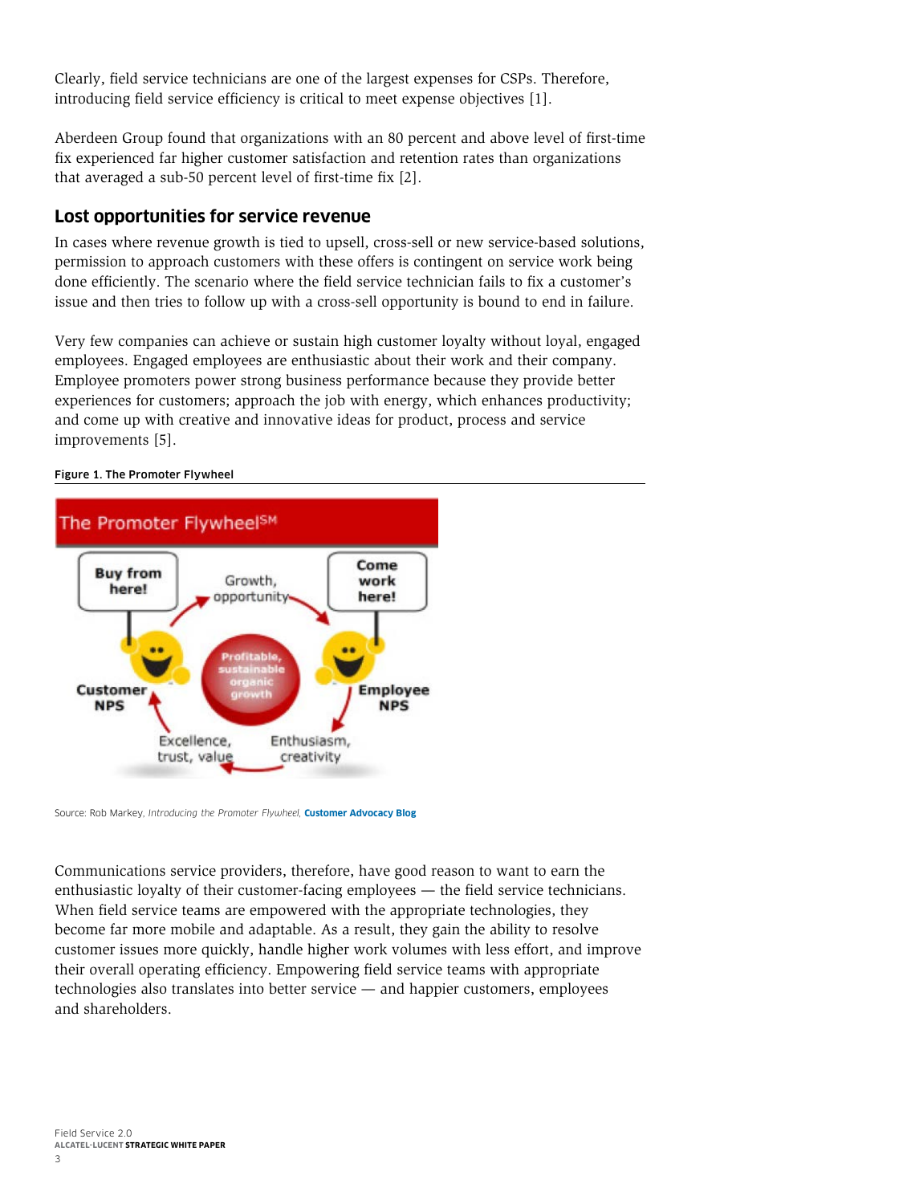Clearly, field service technicians are one of the largest expenses for CSPs. Therefore, introducing field service efficiency is critical to meet expense objectives [1].

Aberdeen Group found that organizations with an 80 percent and above level of first-time fix experienced far higher customer satisfaction and retention rates than organizations that averaged a sub-50 percent level of first-time fix [2].

## Lost opportunities for service revenue

In cases where revenue growth is tied to upsell, cross-sell or new service-based solutions, permission to approach customers with these offers is contingent on service work being done efficiently. The scenario where the field service technician fails to fix a customer's issue and then tries to follow up with a cross-sell opportunity is bound to end in failure.

Very few companies can achieve or sustain high customer loyalty without loyal, engaged employees. Engaged employees are enthusiastic about their work and their company. Employee promoters power strong business performance because they provide better experiences for customers; approach the job with energy, which enhances productivity; and come up with creative and innovative ideas for product, process and service improvements [5].

**Figure 1. The Promoter Flywheel**

Source: Rob Markey, *Introducing the Promoter Flywheel*, **Customer Advocacy Blog**

Communications service providers, therefore, have good reason to want to earn the enthusiastic loyalty of their customer-facing employees — the field service technicians. When field service teams are empowered with the appropriate technologies, they become far more mobile and adaptable. As a result, they gain the ability to resolve customer issues more quickly, handle higher work volumes with less effort, and improve their overall operating efficiency. Empowering field service teams with appropriate technologies also translates into better service — and happier customers, employees and shareholders.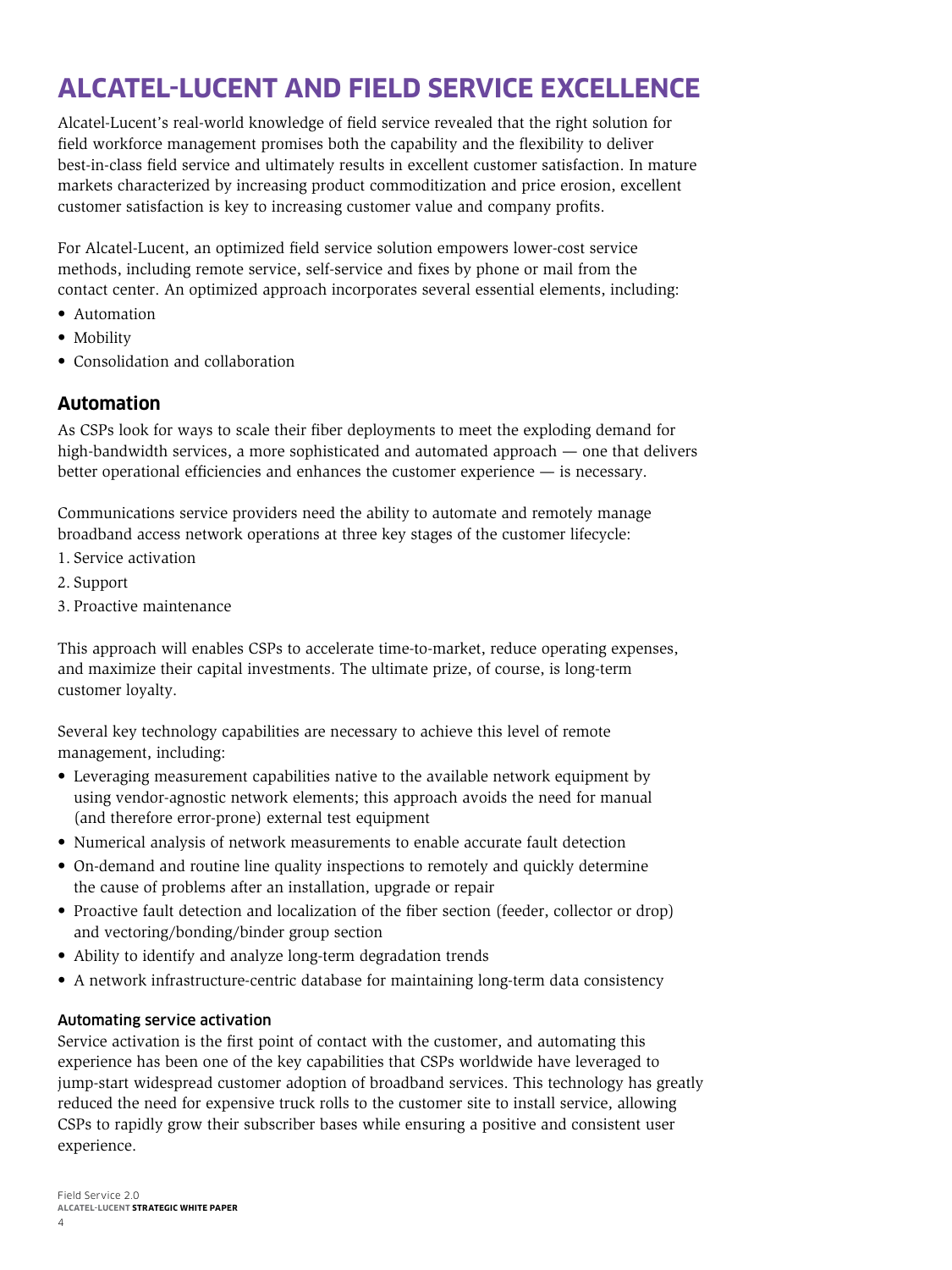# ALCATEL-LUCENT AND FIELD SERVICE EXCELLENCE

Alcatel-Lucent's real-world knowledge of field service revealed that the right solution for field workforce management promises both the capability and the flexibility to deliver best-in-class field service and ultimately results in excellent customer satisfaction. In mature markets characterized by increasing product commoditization and price erosion, excellent customer satisfaction is key to increasing customer value and company profits.

For Alcatel-Lucent, an optimized field service solution empowers lower-cost service methods, including remote service, self-service and fixes by phone or mail from the contact center. An optimized approach incorporates several essential elements, including:

- Automation
- Mobility
- Consolidation and collaboration

## Automation

As CSPs look for ways to scale their fiber deployments to meet the exploding demand for high-bandwidth services, a more sophisticated and automated approach — one that delivers better operational efficiencies and enhances the customer experience — is necessary.

Communications service providers need the ability to automate and remotely manage broadband access network operations at three key stages of the customer lifecycle:

1. Service activation
2. Support
3. Proactive maintenance

This approach will enables CSPs to accelerate time-to-market, reduce operating expenses, and maximize their capital investments. The ultimate prize, of course, is long-term customer loyalty.

Several key technology capabilities are necessary to achieve this level of remote management, including:

- Leveraging measurement capabilities native to the available network equipment by using vendor-agnostic network elements; this approach avoids the need for manual (and therefore error-prone) external test equipment
- Numerical analysis of network measurements to enable accurate fault detection
- On-demand and routine line quality inspections to remotely and quickly determine the cause of problems after an installation, upgrade or repair
- Proactive fault detection and localization of the fiber section (feeder, collector or drop) and vectoring/bonding/binder group section
- Ability to identify and analyze long-term degradation trends
- A network infrastructure-centric database for maintaining long-term data consistency

### Automating service activation

Service activation is the first point of contact with the customer, and automating this experience has been one of the key capabilities that CSPs worldwide have leveraged to jump-start widespread customer adoption of broadband services. This technology has greatly reduced the need for expensive truck rolls to the customer site to install service, allowing CSPs to rapidly grow their subscriber bases while ensuring a positive and consistent user experience.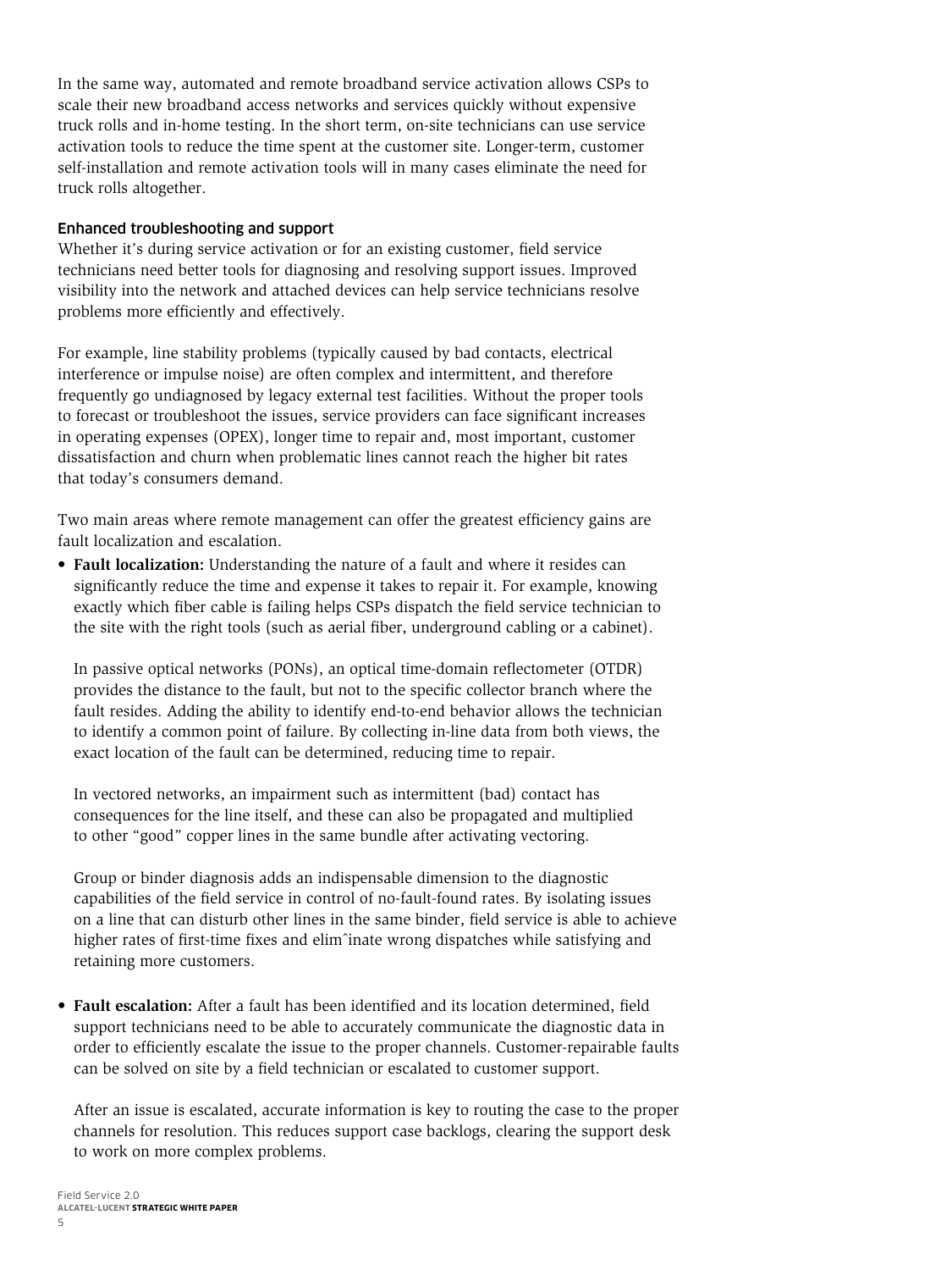In the same way, automated and remote broadband service activation allows CSPs to scale their new broadband access networks and services quickly without expensive truck rolls and in-home testing. In the short term, on-site technicians can use service activation tools to reduce the time spent at the customer site. Longer-term, customer self-installation and remote activation tools will in many cases eliminate the need for truck rolls altogether.

### Enhanced troubleshooting and support

Whether it's during service activation or for an existing customer, field service technicians need better tools for diagnosing and resolving support issues. Improved visibility into the network and attached devices can help service technicians resolve problems more efficiently and effectively.

For example, line stability problems (typically caused by bad contacts, electrical interference or impulse noise) are often complex and intermittent, and therefore frequently go undiagnosed by legacy external test facilities. Without the proper tools to forecast or troubleshoot the issues, service providers can face significant increases in operating expenses (OPEX), longer time to repair and, most important, customer dissatisfaction and churn when problematic lines cannot reach the higher bit rates that today's consumers demand.

Two main areas where remote management can offer the greatest efficiency gains are fault localization and escalation.

- **Fault localization:** Understanding the nature of a fault and where it resides can significantly reduce the time and expense it takes to repair it. For example, knowing exactly which fiber cable is failing helps CSPs dispatch the field service technician to the site with the right tools (such as aerial fiber, underground cabling or a cabinet).

  In passive optical networks (PONs), an optical time-domain reflectometer (OTDR) provides the distance to the fault, but not to the specific collector branch where the fault resides. Adding the ability to identify end-to-end behavior allows the technician to identify a common point of failure. By collecting in-line data from both views, the exact location of the fault can be determined, reducing time to repair.

  In vectored networks, an impairment such as intermittent (bad) contact has consequences for the line itself, and these can also be propagated and multiplied to other "good" copper lines in the same bundle after activating vectoring.

  Group or binder diagnosis adds an indispensable dimension to the diagnostic capabilities of the field service in control of no-fault-found rates. By isolating issues on a line that can disturb other lines in the same binder, field service is able to achieve higher rates of first-time fixes and elimˆinate wrong dispatches while satisfying and retaining more customers.

- **Fault escalation:** After a fault has been identified and its location determined, field support technicians need to be able to accurately communicate the diagnostic data in order to efficiently escalate the issue to the proper channels. Customer-repairable faults can be solved on site by a field technician or escalated to customer support.

  After an issue is escalated, accurate information is key to routing the case to the proper channels for resolution. This reduces support case backlogs, clearing the support desk to work on more complex problems.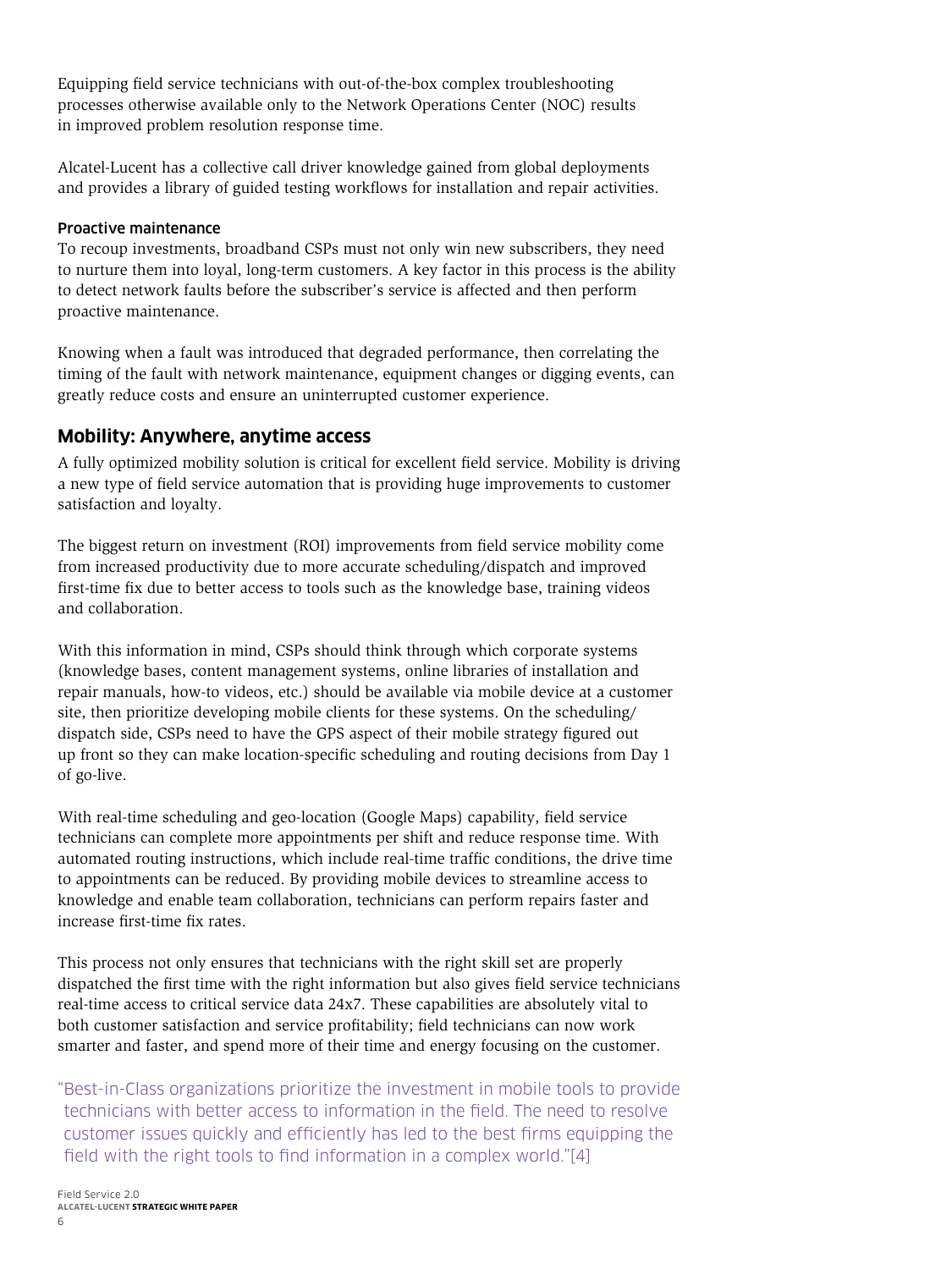Equipping field service technicians with out-of-the-box complex troubleshooting processes otherwise available only to the Network Operations Center (NOC) results in improved problem resolution response time.

Alcatel-Lucent has a collective call driver knowledge gained from global deployments and provides a library of guided testing workflows for installation and repair activities.

### Proactive maintenance

To recoup investments, broadband CSPs must not only win new subscribers, they need to nurture them into loyal, long-term customers. A key factor in this process is the ability to detect network faults before the subscriber's service is affected and then perform proactive maintenance.

Knowing when a fault was introduced that degraded performance, then correlating the timing of the fault with network maintenance, equipment changes or digging events, can greatly reduce costs and ensure an uninterrupted customer experience.

## Mobility: Anywhere, anytime access

A fully optimized mobility solution is critical for excellent field service. Mobility is driving a new type of field service automation that is providing huge improvements to customer satisfaction and loyalty.

The biggest return on investment (ROI) improvements from field service mobility come from increased productivity due to more accurate scheduling/dispatch and improved first-time fix due to better access to tools such as the knowledge base, training videos and collaboration.

With this information in mind, CSPs should think through which corporate systems (knowledge bases, content management systems, online libraries of installation and repair manuals, how-to videos, etc.) should be available via mobile device at a customer site, then prioritize developing mobile clients for these systems. On the scheduling/dispatch side, CSPs need to have the GPS aspect of their mobile strategy figured out up front so they can make location-specific scheduling and routing decisions from Day 1 of go-live.

With real-time scheduling and geo-location (Google Maps) capability, field service technicians can complete more appointments per shift and reduce response time. With automated routing instructions, which include real-time traffic conditions, the drive time to appointments can be reduced. By providing mobile devices to streamline access to knowledge and enable team collaboration, technicians can perform repairs faster and increase first-time fix rates.

This process not only ensures that technicians with the right skill set are properly dispatched the first time with the right information but also gives field service technicians real-time access to critical service data 24x7. These capabilities are absolutely vital to both customer satisfaction and service profitability; field technicians can now work smarter and faster, and spend more of their time and energy focusing on the customer.

> "Best-in-Class organizations prioritize the investment in mobile tools to provide technicians with better access to information in the field. The need to resolve customer issues quickly and efficiently has led to the best firms equipping the field with the right tools to find information in a complex world."[4]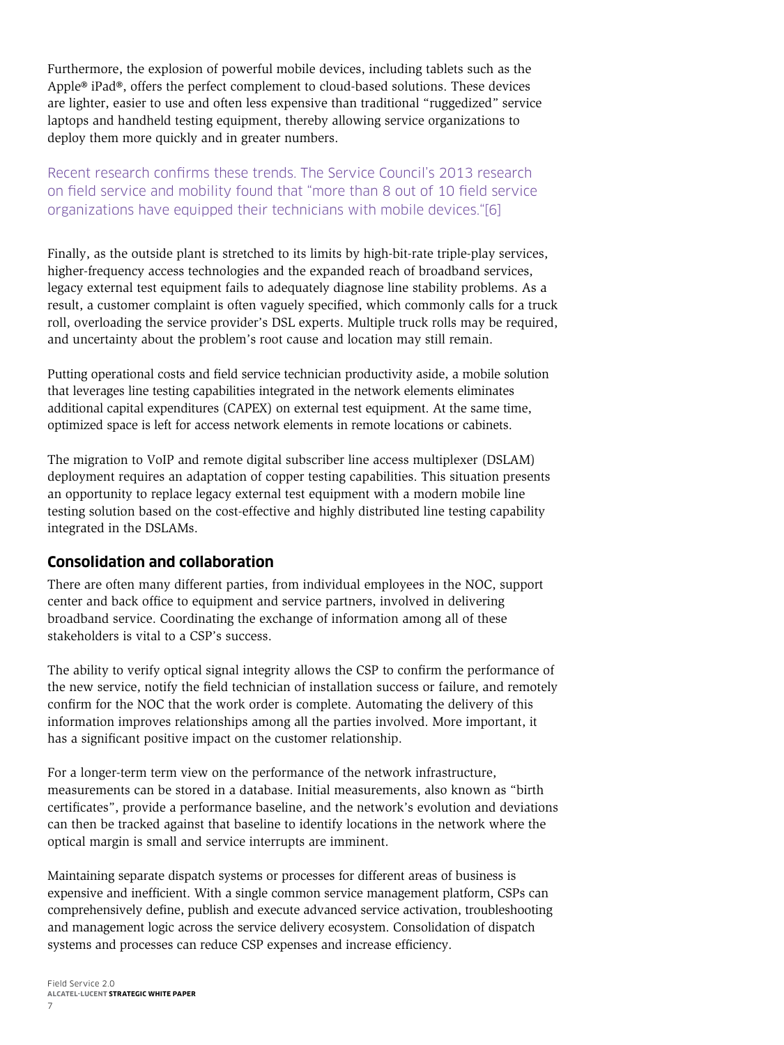Furthermore, the explosion of powerful mobile devices, including tablets such as the Apple® iPad®, offers the perfect complement to cloud-based solutions. These devices are lighter, easier to use and often less expensive than traditional "ruggedized" service laptops and handheld testing equipment, thereby allowing service organizations to deploy them more quickly and in greater numbers.

Recent research confirms these trends. The Service Council's 2013 research on field service and mobility found that "more than 8 out of 10 field service organizations have equipped their technicians with mobile devices."[6]

Finally, as the outside plant is stretched to its limits by high-bit-rate triple-play services, higher-frequency access technologies and the expanded reach of broadband services, legacy external test equipment fails to adequately diagnose line stability problems. As a result, a customer complaint is often vaguely specified, which commonly calls for a truck roll, overloading the service provider's DSL experts. Multiple truck rolls may be required, and uncertainty about the problem's root cause and location may still remain.

Putting operational costs and field service technician productivity aside, a mobile solution that leverages line testing capabilities integrated in the network elements eliminates additional capital expenditures (CAPEX) on external test equipment. At the same time, optimized space is left for access network elements in remote locations or cabinets.

The migration to VoIP and remote digital subscriber line access multiplexer (DSLAM) deployment requires an adaptation of copper testing capabilities. This situation presents an opportunity to replace legacy external test equipment with a modern mobile line testing solution based on the cost-effective and highly distributed line testing capability integrated in the DSLAMs.

## Consolidation and collaboration

There are often many different parties, from individual employees in the NOC, support center and back office to equipment and service partners, involved in delivering broadband service. Coordinating the exchange of information among all of these stakeholders is vital to a CSP's success.

The ability to verify optical signal integrity allows the CSP to confirm the performance of the new service, notify the field technician of installation success or failure, and remotely confirm for the NOC that the work order is complete. Automating the delivery of this information improves relationships among all the parties involved. More important, it has a significant positive impact on the customer relationship.

For a longer-term term view on the performance of the network infrastructure, measurements can be stored in a database. Initial measurements, also known as "birth certificates", provide a performance baseline, and the network's evolution and deviations can then be tracked against that baseline to identify locations in the network where the optical margin is small and service interrupts are imminent.

Maintaining separate dispatch systems or processes for different areas of business is expensive and inefficient. With a single common service management platform, CSPs can comprehensively define, publish and execute advanced service activation, troubleshooting and management logic across the service delivery ecosystem. Consolidation of dispatch systems and processes can reduce CSP expenses and increase efficiency.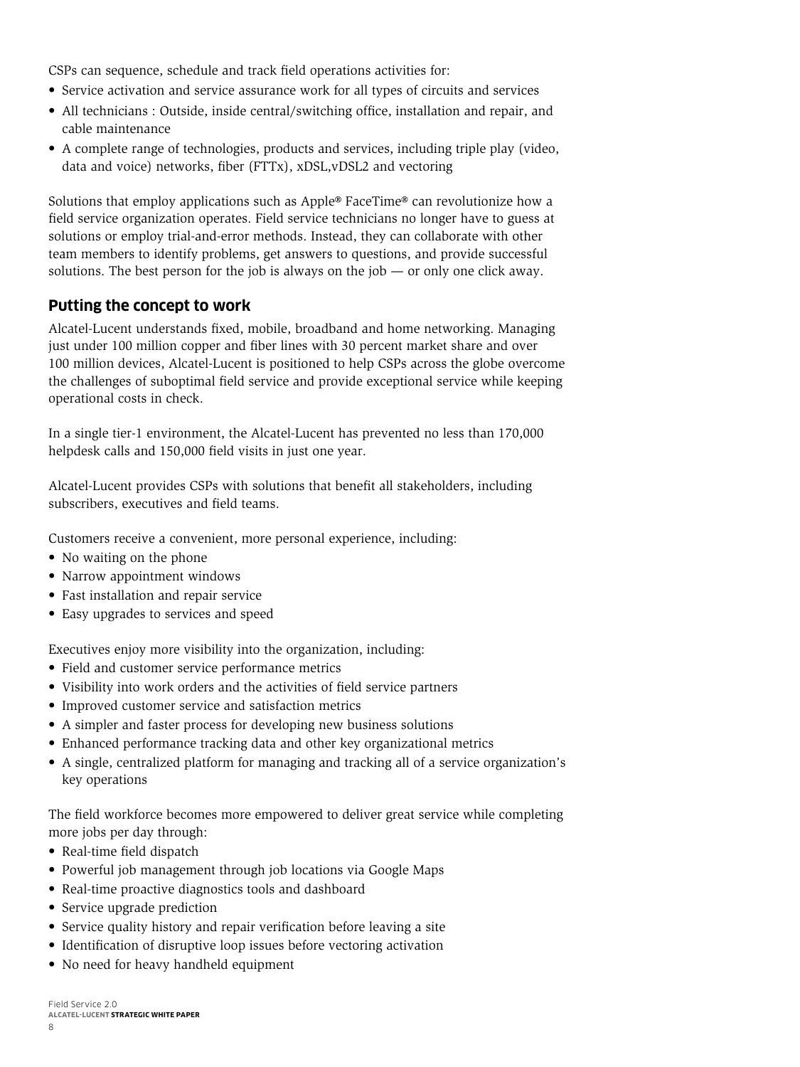CSPs can sequence, schedule and track field operations activities for:

- Service activation and service assurance work for all types of circuits and services
- All technicians : Outside, inside central/switching office, installation and repair, and cable maintenance
- A complete range of technologies, products and services, including triple play (video, data and voice) networks, fiber (FTTx), xDSL,vDSL2 and vectoring

Solutions that employ applications such as Apple® FaceTime® can revolutionize how a field service organization operates. Field service technicians no longer have to guess at solutions or employ trial-and-error methods. Instead, they can collaborate with other team members to identify problems, get answers to questions, and provide successful solutions. The best person for the job is always on the job — or only one click away.

## Putting the concept to work

Alcatel-Lucent understands fixed, mobile, broadband and home networking. Managing just under 100 million copper and fiber lines with 30 percent market share and over 100 million devices, Alcatel-Lucent is positioned to help CSPs across the globe overcome the challenges of suboptimal field service and provide exceptional service while keeping operational costs in check.

In a single tier-1 environment, the Alcatel-Lucent has prevented no less than 170,000 helpdesk calls and 150,000 field visits in just one year.

Alcatel-Lucent provides CSPs with solutions that benefit all stakeholders, including subscribers, executives and field teams.

Customers receive a convenient, more personal experience, including:

- No waiting on the phone
- Narrow appointment windows
- Fast installation and repair service
- Easy upgrades to services and speed

Executives enjoy more visibility into the organization, including:

- Field and customer service performance metrics
- Visibility into work orders and the activities of field service partners
- Improved customer service and satisfaction metrics
- A simpler and faster process for developing new business solutions
- Enhanced performance tracking data and other key organizational metrics
- A single, centralized platform for managing and tracking all of a service organization's key operations

The field workforce becomes more empowered to deliver great service while completing more jobs per day through:

- Real-time field dispatch
- Powerful job management through job locations via Google Maps
- Real-time proactive diagnostics tools and dashboard
- Service upgrade prediction
- Service quality history and repair verification before leaving a site
- Identification of disruptive loop issues before vectoring activation
- No need for heavy handheld equipment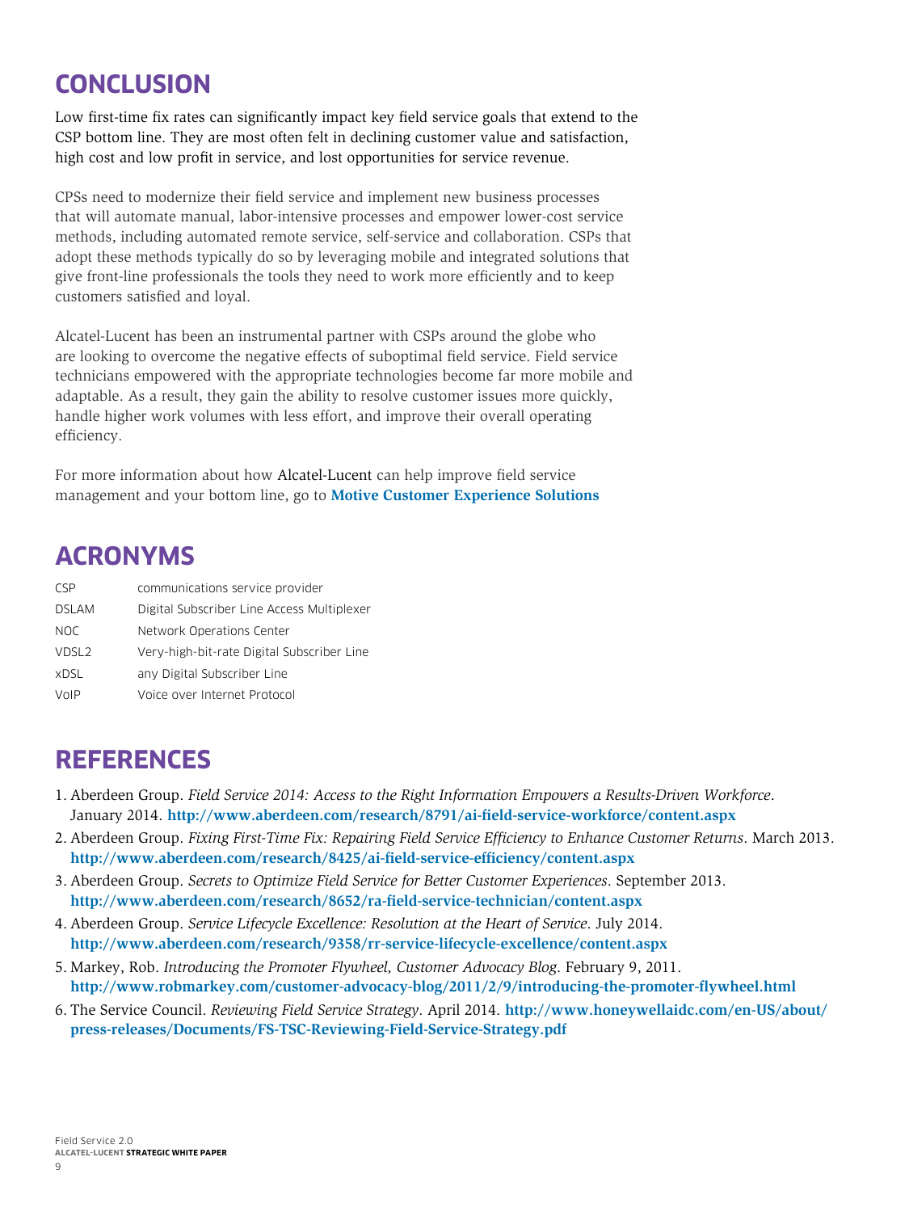## CONCLUSION

Low first-time fix rates can significantly impact key field service goals that extend to the CSP bottom line. They are most often felt in declining customer value and satisfaction, high cost and low profit in service, and lost opportunities for service revenue.

CPSs need to modernize their field service and implement new business processes that will automate manual, labor-intensive processes and empower lower-cost service methods, including automated remote service, self-service and collaboration. CSPs that adopt these methods typically do so by leveraging mobile and integrated solutions that give front-line professionals the tools they need to work more efficiently and to keep customers satisfied and loyal.

Alcatel-Lucent has been an instrumental partner with CSPs around the globe who are looking to overcome the negative effects of suboptimal field service. Field service technicians empowered with the appropriate technologies become far more mobile and adaptable. As a result, they gain the ability to resolve customer issues more quickly, handle higher work volumes with less effort, and improve their overall operating efficiency.

For more information about how Alcatel-Lucent can help improve field service management and your bottom line, go to **Motive Customer Experience Solutions**

## ACRONYMS

| | |
|---|---|
| CSP | communications service provider |
| DSLAM | Digital Subscriber Line Access Multiplexer |
| NOC | Network Operations Center |
| VDSL2 | Very-high-bit-rate Digital Subscriber Line |
| xDSL | any Digital Subscriber Line |
| VoIP | Voice over Internet Protocol |

## REFERENCES

1. Aberdeen Group. *Field Service 2014: Access to the Right Information Empowers a Results-Driven Workforce*. January 2014. **http://www.aberdeen.com/research/8791/ai-field-service-workforce/content.aspx**
2. Aberdeen Group. *Fixing First-Time Fix: Repairing Field Service Efficiency to Enhance Customer Returns*. March 2013. **http://www.aberdeen.com/research/8425/ai-field-service-efficiency/content.aspx**
3. Aberdeen Group. *Secrets to Optimize Field Service for Better Customer Experiences*. September 2013. **http://www.aberdeen.com/research/8652/ra-field-service-technician/content.aspx**
4. Aberdeen Group. *Service Lifecycle Excellence: Resolution at the Heart of Service*. July 2014. **http://www.aberdeen.com/research/9358/rr-service-lifecycle-excellence/content.aspx**
5. Markey, Rob. *Introducing the Promoter Flywheel, Customer Advocacy Blog*. February 9, 2011. **http://www.robmarkey.com/customer-advocacy-blog/2011/2/9/introducing-the-promoter-flywheel.html**
6. The Service Council. *Reviewing Field Service Strategy*. April 2014. **http://www.honeywellaidc.com/en-US/about/press-releases/Documents/FS-TSC-Reviewing-Field-Service-Strategy.pdf**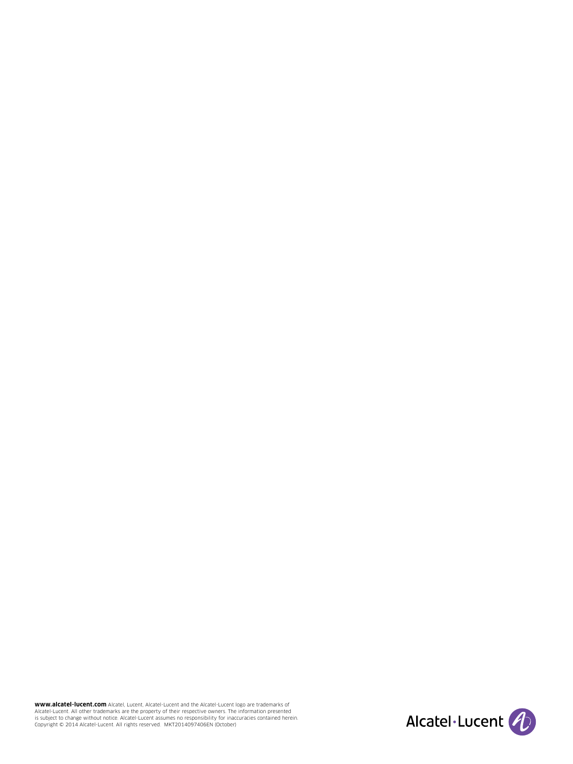**www.alcatel-lucent.com** Alcatel, Lucent, Alcatel-Lucent and the Alcatel-Lucent logo are trademarks of Alcatel-Lucent. All other trademarks are the property of their respective owners. The information presented is subject to change without notice. Alcatel-Lucent assumes no responsibility for inaccuracies contained herein. Copyright © 2014 Alcatel-Lucent. All rights reserved. MKT2014097406EN (October)

Alcatel·Lucent